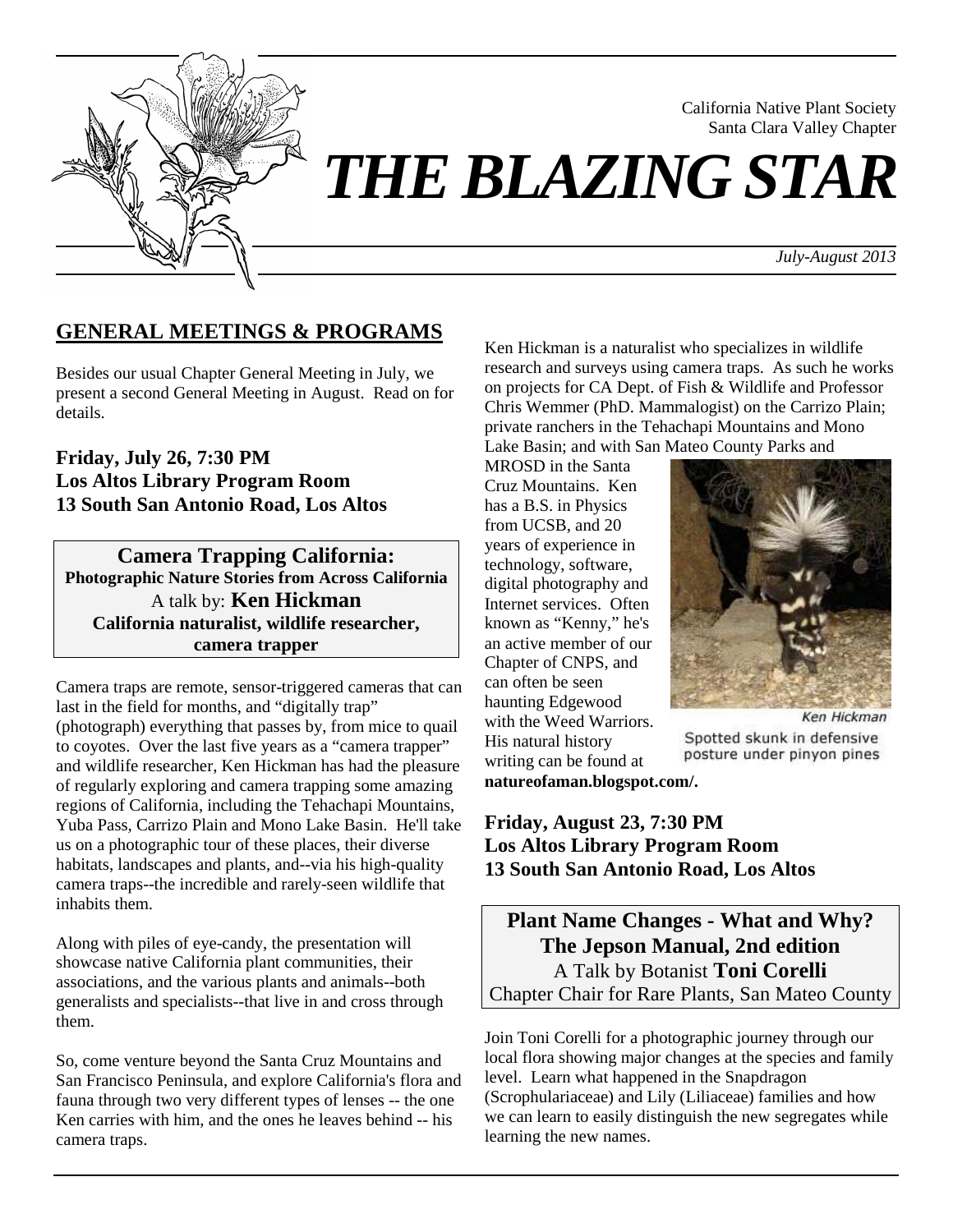California Native Plant Society
Santa Clara Valley Chapter

# *THE BLAZING STAR*

*July-August 2013*

## GENERAL MEETINGS & PROGRAMS

Besides our usual Chapter General Meeting in July, we present a second General Meeting in August. Read on for details.

**Friday, July 26, 7:30 PM**
**Los Altos Library Program Room**
**13 South San Antonio Road, Los Altos**

**Camera Trapping California:**
**Photographic Nature Stories from Across California**
A talk by: **Ken Hickman**
**California naturalist, wildlife researcher, camera trapper**

Camera traps are remote, sensor-triggered cameras that can last in the field for months, and "digitally trap" (photograph) everything that passes by, from mice to quail to coyotes. Over the last five years as a "camera trapper" and wildlife researcher, Ken Hickman has had the pleasure of regularly exploring and camera trapping some amazing regions of California, including the Tehachapi Mountains, Yuba Pass, Carrizo Plain and Mono Lake Basin. He'll take us on a photographic tour of these places, their diverse habitats, landscapes and plants, and--via his high-quality camera traps--the incredible and rarely-seen wildlife that inhabits them.

Along with piles of eye-candy, the presentation will showcase native California plant communities, their associations, and the various plants and animals--both generalists and specialists--that live in and cross through them.

So, come venture beyond the Santa Cruz Mountains and San Francisco Peninsula, and explore California's flora and fauna through two very different types of lenses -- the one Ken carries with him, and the ones he leaves behind -- his camera traps.

Ken Hickman is a naturalist who specializes in wildlife research and surveys using camera traps. As such he works on projects for CA Dept. of Fish & Wildlife and Professor Chris Wemmer (PhD. Mammalogist) on the Carrizo Plain; private ranchers in the Tehachapi Mountains and Mono Lake Basin; and with San Mateo County Parks and MROSD in the Santa Cruz Mountains. Ken has a B.S. in Physics from UCSB, and 20 years of experience in technology, software, digital photography and Internet services. Often known as "Kenny," he's an active member of our Chapter of CNPS, and can often be seen haunting Edgewood with the Weed Warriors. His natural history writing can be found at **natureofaman.blogspot.com/.**

*Ken Hickman*
Spotted skunk in defensive posture under pinyon pines

**Friday, August 23, 7:30 PM**
**Los Altos Library Program Room**
**13 South San Antonio Road, Los Altos**

**Plant Name Changes - What and Why?**
**The Jepson Manual, 2nd edition**
A Talk by Botanist **Toni Corelli**
Chapter Chair for Rare Plants, San Mateo County

Join Toni Corelli for a photographic journey through our local flora showing major changes at the species and family level. Learn what happened in the Snapdragon (Scrophulariaceae) and Lily (Liliaceae) families and how we can learn to easily distinguish the new segregates while learning the new names.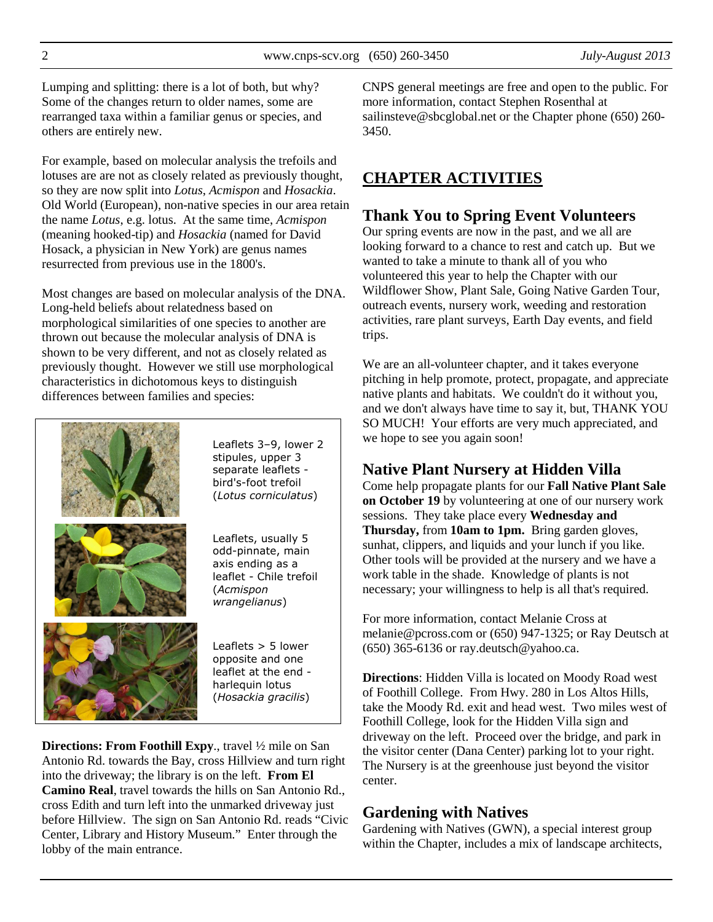Lumping and splitting: there is a lot of both, but why? Some of the changes return to older names, some are rearranged taxa within a familiar genus or species, and others are entirely new.

For example, based on molecular analysis the trefoils and lotuses are are not as closely related as previously thought, so they are now split into *Lotus*, *Acmispon* and *Hosackia*. Old World (European), non-native species in our area retain the name *Lotus*, e.g. lotus. At the same time, *Acmispon* (meaning hooked-tip) and *Hosackia* (named for David Hosack, a physician in New York) are genus names resurrected from previous use in the 1800's.

Most changes are based on molecular analysis of the DNA. Long-held beliefs about relatedness based on morphological similarities of one species to another are thrown out because the molecular analysis of DNA is shown to be very different, and not as closely related as previously thought. However we still use morphological characteristics in dichotomous keys to distinguish differences between families and species:

Leaflets 3–9, lower 2 stipules, upper 3 separate leaflets - bird's-foot trefoil (*Lotus corniculatus*)

Leaflets, usually 5 odd-pinnate, main axis ending as a leaflet - Chile trefoil (*Acmispon wrangelianus*)

Leaflets > 5 lower opposite and one leaflet at the end - harlequin lotus (*Hosackia gracilis*)

**Directions: From Foothill Expy**., travel ½ mile on San Antonio Rd. towards the Bay, cross Hillview and turn right into the driveway; the library is on the left. **From El Camino Real**, travel towards the hills on San Antonio Rd., cross Edith and turn left into the unmarked driveway just before Hillview. The sign on San Antonio Rd. reads "Civic Center, Library and History Museum." Enter through the lobby of the main entrance.

CNPS general meetings are free and open to the public. For more information, contact Stephen Rosenthal at sailinsteve@sbcglobal.net or the Chapter phone (650) 260-3450.

## CHAPTER ACTIVITIES

### Thank You to Spring Event Volunteers

Our spring events are now in the past, and we all are looking forward to a chance to rest and catch up. But we wanted to take a minute to thank all of you who volunteered this year to help the Chapter with our Wildflower Show, Plant Sale, Going Native Garden Tour, outreach events, nursery work, weeding and restoration activities, rare plant surveys, Earth Day events, and field trips.

We are an all-volunteer chapter, and it takes everyone pitching in help promote, protect, propagate, and appreciate native plants and habitats. We couldn't do it without you, and we don't always have time to say it, but, THANK YOU SO MUCH! Your efforts are very much appreciated, and we hope to see you again soon!

### Native Plant Nursery at Hidden Villa

Come help propagate plants for our **Fall Native Plant Sale on October 19** by volunteering at one of our nursery work sessions. They take place every **Wednesday and Thursday,** from **10am to 1pm.** Bring garden gloves, sunhat, clippers, and liquids and your lunch if you like. Other tools will be provided at the nursery and we have a work table in the shade. Knowledge of plants is not necessary; your willingness to help is all that's required.

For more information, contact Melanie Cross at melanie@pcross.com or (650) 947-1325; or Ray Deutsch at (650) 365-6136 or ray.deutsch@yahoo.ca.

**Directions**: Hidden Villa is located on Moody Road west of Foothill College. From Hwy. 280 in Los Altos Hills, take the Moody Rd. exit and head west. Two miles west of Foothill College, look for the Hidden Villa sign and driveway on the left. Proceed over the bridge, and park in the visitor center (Dana Center) parking lot to your right. The Nursery is at the greenhouse just beyond the visitor center.

### Gardening with Natives

Gardening with Natives (GWN), a special interest group within the Chapter, includes a mix of landscape architects,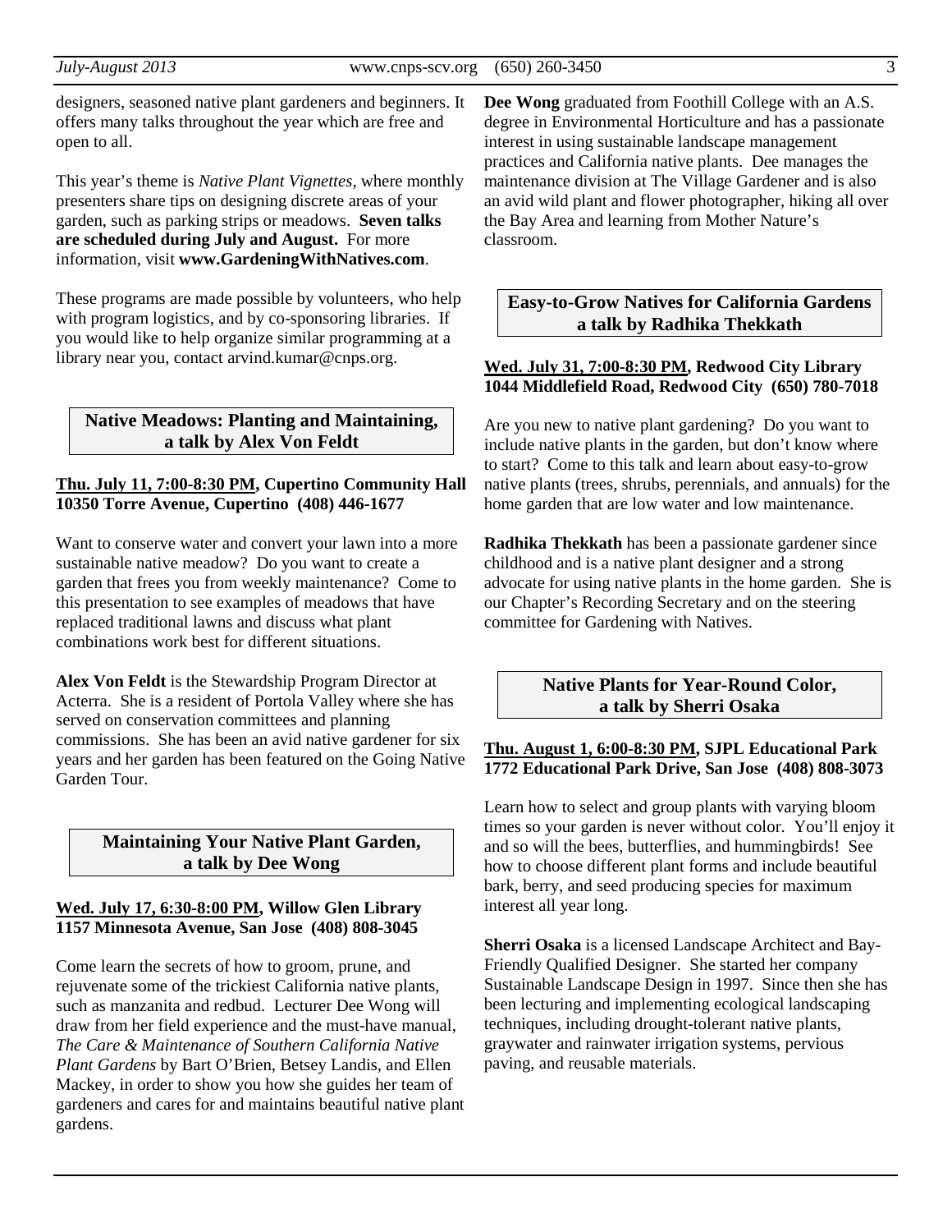designers, seasoned native plant gardeners and beginners. It offers many talks throughout the year which are free and open to all.

This year's theme is *Native Plant Vignettes*, where monthly presenters share tips on designing discrete areas of your garden, such as parking strips or meadows. **Seven talks are scheduled during July and August.** For more information, visit **www.GardeningWithNatives.com**.

These programs are made possible by volunteers, who help with program logistics, and by co-sponsoring libraries. If you would like to help organize similar programming at a library near you, contact arvind.kumar@cnps.org.

## Native Meadows: Planting and Maintaining, a talk by Alex Von Feldt

**Thu. July 11, 7:00-8:30 PM, Cupertino Community Hall 10350 Torre Avenue, Cupertino (408) 446-1677**

Want to conserve water and convert your lawn into a more sustainable native meadow? Do you want to create a garden that frees you from weekly maintenance? Come to this presentation to see examples of meadows that have replaced traditional lawns and discuss what plant combinations work best for different situations.

**Alex Von Feldt** is the Stewardship Program Director at Acterra. She is a resident of Portola Valley where she has served on conservation committees and planning commissions. She has been an avid native gardener for six years and her garden has been featured on the Going Native Garden Tour.

## Maintaining Your Native Plant Garden, a talk by Dee Wong

**Wed. July 17, 6:30-8:00 PM, Willow Glen Library 1157 Minnesota Avenue, San Jose (408) 808-3045**

Come learn the secrets of how to groom, prune, and rejuvenate some of the trickiest California native plants, such as manzanita and redbud. Lecturer Dee Wong will draw from her field experience and the must-have manual, *The Care & Maintenance of Southern California Native Plant Gardens* by Bart O'Brien, Betsey Landis, and Ellen Mackey, in order to show you how she guides her team of gardeners and cares for and maintains beautiful native plant gardens.

**Dee Wong** graduated from Foothill College with an A.S. degree in Environmental Horticulture and has a passionate interest in using sustainable landscape management practices and California native plants. Dee manages the maintenance division at The Village Gardener and is also an avid wild plant and flower photographer, hiking all over the Bay Area and learning from Mother Nature's classroom.

## Easy-to-Grow Natives for California Gardens a talk by Radhika Thekkath

**Wed. July 31, 7:00-8:30 PM, Redwood City Library 1044 Middlefield Road, Redwood City (650) 780-7018**

Are you new to native plant gardening? Do you want to include native plants in the garden, but don't know where to start? Come to this talk and learn about easy-to-grow native plants (trees, shrubs, perennials, and annuals) for the home garden that are low water and low maintenance.

**Radhika Thekkath** has been a passionate gardener since childhood and is a native plant designer and a strong advocate for using native plants in the home garden. She is our Chapter's Recording Secretary and on the steering committee for Gardening with Natives.

## Native Plants for Year-Round Color, a talk by Sherri Osaka

**Thu. August 1, 6:00-8:30 PM, SJPL Educational Park 1772 Educational Park Drive, San Jose (408) 808-3073**

Learn how to select and group plants with varying bloom times so your garden is never without color. You'll enjoy it and so will the bees, butterflies, and hummingbirds! See how to choose different plant forms and include beautiful bark, berry, and seed producing species for maximum interest all year long.

**Sherri Osaka** is a licensed Landscape Architect and Bay-Friendly Qualified Designer. She started her company Sustainable Landscape Design in 1997. Since then she has been lecturing and implementing ecological landscaping techniques, including drought-tolerant native plants, graywater and rainwater irrigation systems, pervious paving, and reusable materials.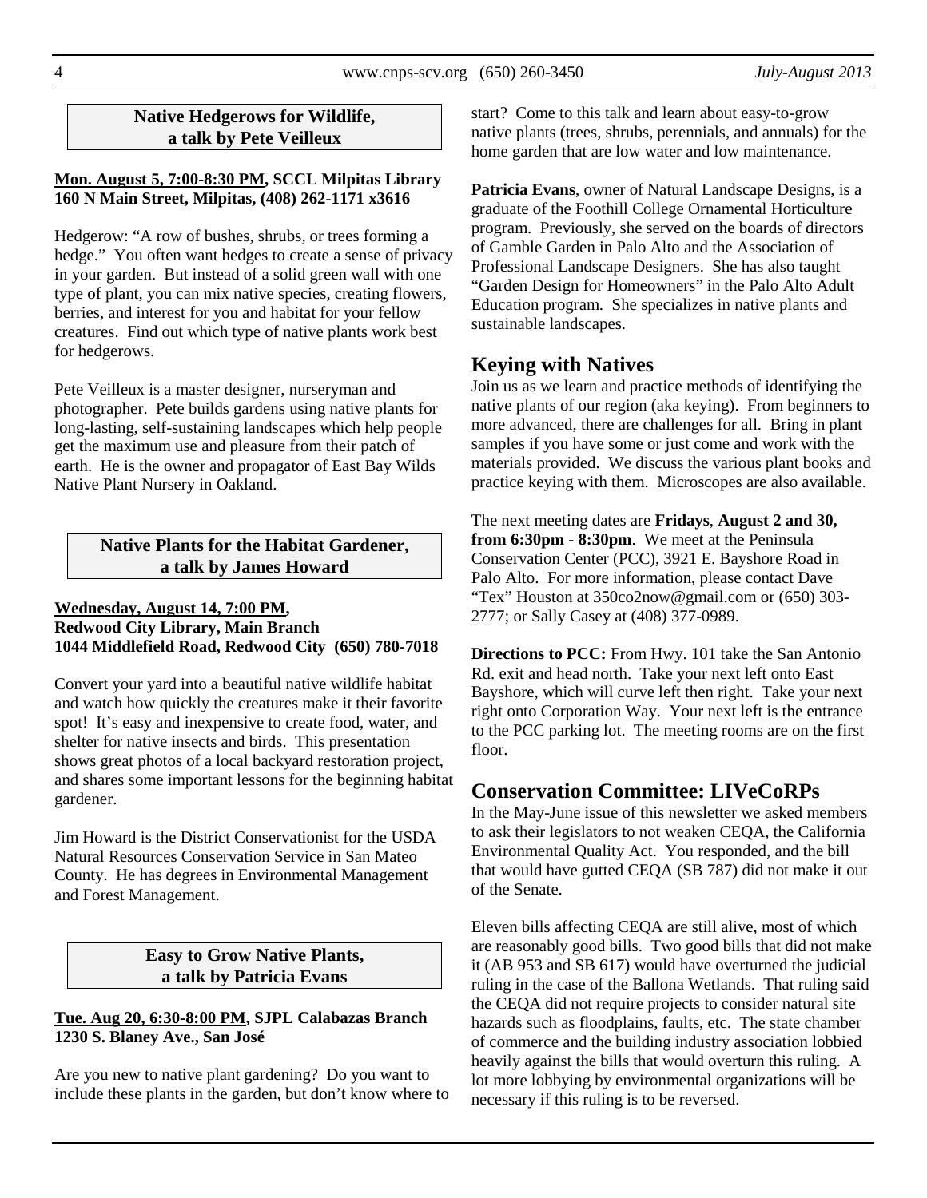### Native Hedgerows for Wildlife, a talk by Pete Veilleux

**Mon. August 5, 7:00-8:30 PM, SCCL Milpitas Library 160 N Main Street, Milpitas, (408) 262-1171 x3616**

Hedgerow: "A row of bushes, shrubs, or trees forming a hedge." You often want hedges to create a sense of privacy in your garden. But instead of a solid green wall with one type of plant, you can mix native species, creating flowers, berries, and interest for you and habitat for your fellow creatures. Find out which type of native plants work best for hedgerows.

Pete Veilleux is a master designer, nurseryman and photographer. Pete builds gardens using native plants for long-lasting, self-sustaining landscapes which help people get the maximum use and pleasure from their patch of earth. He is the owner and propagator of East Bay Wilds Native Plant Nursery in Oakland.

### Native Plants for the Habitat Gardener, a talk by James Howard

**Wednesday, August 14, 7:00 PM, Redwood City Library, Main Branch 1044 Middlefield Road, Redwood City (650) 780-7018**

Convert your yard into a beautiful native wildlife habitat and watch how quickly the creatures make it their favorite spot! It's easy and inexpensive to create food, water, and shelter for native insects and birds. This presentation shows great photos of a local backyard restoration project, and shares some important lessons for the beginning habitat gardener.

Jim Howard is the District Conservationist for the USDA Natural Resources Conservation Service in San Mateo County. He has degrees in Environmental Management and Forest Management.

### Easy to Grow Native Plants, a talk by Patricia Evans

**Tue. Aug 20, 6:30-8:00 PM, SJPL Calabazas Branch 1230 S. Blaney Ave., San José**

Are you new to native plant gardening? Do you want to include these plants in the garden, but don't know where to start? Come to this talk and learn about easy-to-grow native plants (trees, shrubs, perennials, and annuals) for the home garden that are low water and low maintenance.

**Patricia Evans**, owner of Natural Landscape Designs, is a graduate of the Foothill College Ornamental Horticulture program. Previously, she served on the boards of directors of Gamble Garden in Palo Alto and the Association of Professional Landscape Designers. She has also taught "Garden Design for Homeowners" in the Palo Alto Adult Education program. She specializes in native plants and sustainable landscapes.

## Keying with Natives

Join us as we learn and practice methods of identifying the native plants of our region (aka keying). From beginners to more advanced, there are challenges for all. Bring in plant samples if you have some or just come and work with the materials provided. We discuss the various plant books and practice keying with them. Microscopes are also available.

The next meeting dates are **Fridays**, **August 2 and 30, from 6:30pm - 8:30pm**. We meet at the Peninsula Conservation Center (PCC), 3921 E. Bayshore Road in Palo Alto. For more information, please contact Dave "Tex" Houston at 350co2now@gmail.com or (650) 303-2777; or Sally Casey at (408) 377-0989.

**Directions to PCC:** From Hwy. 101 take the San Antonio Rd. exit and head north. Take your next left onto East Bayshore, which will curve left then right. Take your next right onto Corporation Way. Your next left is the entrance to the PCC parking lot. The meeting rooms are on the first floor.

## Conservation Committee: LIVeCoRPs

In the May-June issue of this newsletter we asked members to ask their legislators to not weaken CEQA, the California Environmental Quality Act. You responded, and the bill that would have gutted CEQA (SB 787) did not make it out of the Senate.

Eleven bills affecting CEQA are still alive, most of which are reasonably good bills. Two good bills that did not make it (AB 953 and SB 617) would have overturned the judicial ruling in the case of the Ballona Wetlands. That ruling said the CEQA did not require projects to consider natural site hazards such as floodplains, faults, etc. The state chamber of commerce and the building industry association lobbied heavily against the bills that would overturn this ruling. A lot more lobbying by environmental organizations will be necessary if this ruling is to be reversed.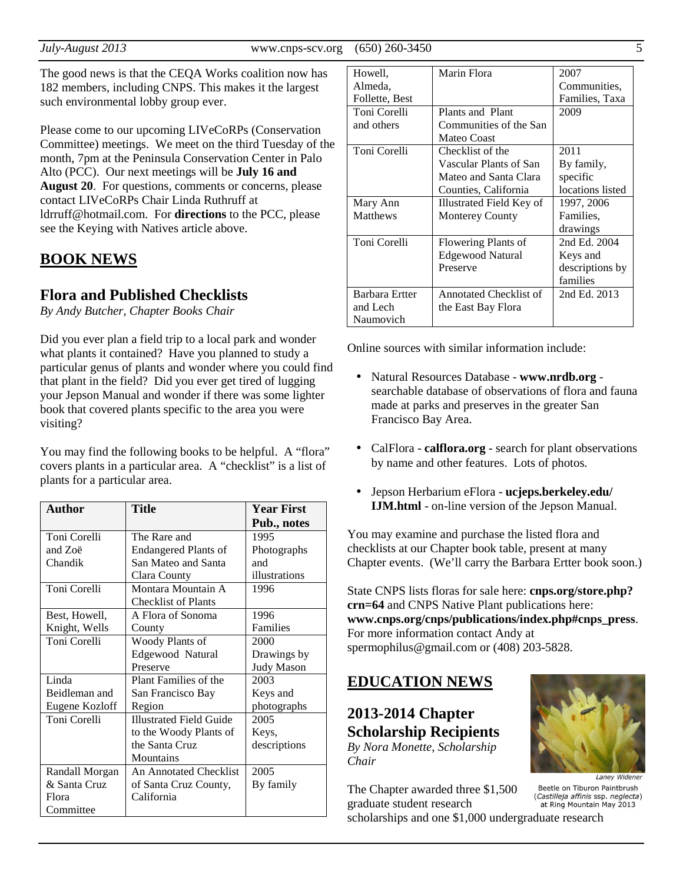The good news is that the CEQA Works coalition now has 182 members, including CNPS. This makes it the largest such environmental lobby group ever.

Please come to our upcoming LIVeCoRPs (Conservation Committee) meetings. We meet on the third Tuesday of the month, 7pm at the Peninsula Conservation Center in Palo Alto (PCC). Our next meetings will be **July 16 and August 20**. For questions, comments or concerns, please contact LIVeCoRPs Chair Linda Ruthruff at ldrruff@hotmail.com. For **directions** to the PCC, please see the Keying with Natives article above.

## BOOK NEWS

### Flora and Published Checklists

*By Andy Butcher, Chapter Books Chair*

Did you ever plan a field trip to a local park and wonder what plants it contained? Have you planned to study a particular genus of plants and wonder where you could find that plant in the field? Did you ever get tired of lugging your Jepson Manual and wonder if there was some lighter book that covered plants specific to the area you were visiting?

You may find the following books to be helpful. A "flora" covers plants in a particular area. A "checklist" is a list of plants for a particular area.

| Author | Title | Year First Pub., notes |
|---|---|---|
| Toni Corelli and Zoë Chandik | The Rare and Endangered Plants of San Mateo and Santa Clara County | 1995 Photographs and illustrations |
| Toni Corelli | Montara Mountain A Checklist of Plants | 1996 |
| Best, Howell, Knight, Wells | A Flora of Sonoma County | 1996 Families |
| Toni Corelli | Woody Plants of Edgewood Natural Preserve | 2000 Drawings by Judy Mason |
| Linda Beidleman and Eugene Kozloff | Plant Families of the San Francisco Bay Region | 2003 Keys and photographs |
| Toni Corelli | Illustrated Field Guide to the Woody Plants of the Santa Cruz Mountains | 2005 Keys, descriptions |
| Randall Morgan & Santa Cruz Flora Committee | An Annotated Checklist of Santa Cruz County, California | 2005 By family |
| Howell, Almeda, Follette, Best | Marin Flora | 2007 Communities, Families, Taxa |
| Toni Corelli and others | Plants and Plant Communities of the San Mateo Coast | 2009 |
| Toni Corelli | Checklist of the Vascular Plants of San Mateo and Santa Clara Counties, California | 2011 By family, specific locations listed |
| Mary Ann Matthews | Illustrated Field Key of Monterey County | 1997, 2006 Families, drawings |
| Toni Corelli | Flowering Plants of Edgewood Natural Preserve | 2nd Ed. 2004 Keys and descriptions by families |
| Barbara Ertter and Lech Naumovich | Annotated Checklist of the East Bay Flora | 2nd Ed. 2013 |

Online sources with similar information include:

- Natural Resources Database - **www.nrdb.org** - searchable database of observations of flora and fauna made at parks and preserves in the greater San Francisco Bay Area.
- CalFlora - **calflora.org** - search for plant observations by name and other features. Lots of photos.
- Jepson Herbarium eFlora - **ucjeps.berkeley.edu/IJM.html** - on-line version of the Jepson Manual.

You may examine and purchase the listed flora and checklists at our Chapter book table, present at many Chapter events. (We'll carry the Barbara Ertter book soon.)

State CNPS lists floras for sale here: **cnps.org/store.php?crn=64** and CNPS Native Plant publications here: **www.cnps.org/cnps/publications/index.php#cnps_press**. For more information contact Andy at spermophilus@gmail.com or (408) 203-5828.

## EDUCATION NEWS

### 2013-2014 Chapter Scholarship Recipients

*By Nora Monette, Scholarship Chair*

Laney Widener

Beetle on Tiburon Paintbrush (*Castilleja affinis* ssp. *neglecta*) at Ring Mountain May 2013

The Chapter awarded three $1,500 graduate student research scholarships and one $1,000 undergraduate research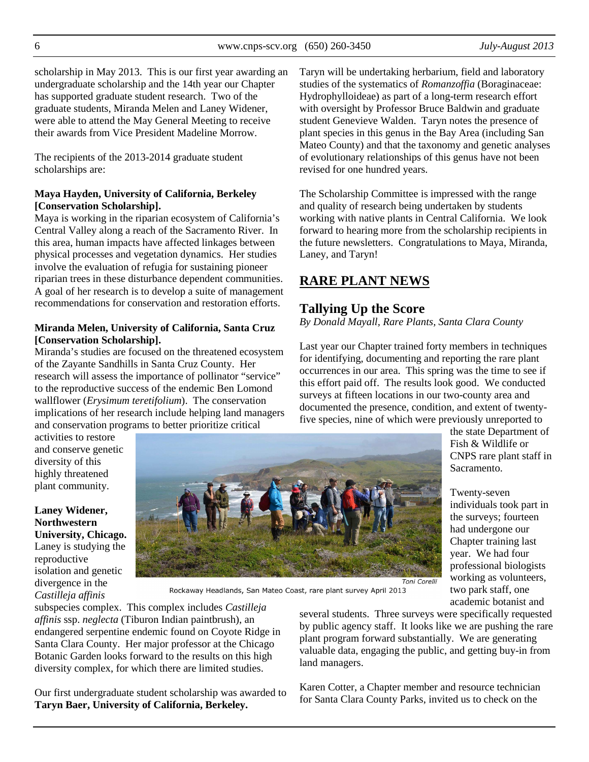scholarship in May 2013. This is our first year awarding an undergraduate scholarship and the 14th year our Chapter has supported graduate student research. Two of the graduate students, Miranda Melen and Laney Widener, were able to attend the May General Meeting to receive their awards from Vice President Madeline Morrow.

The recipients of the 2013-2014 graduate student scholarships are:

**Maya Hayden, University of California, Berkeley [Conservation Scholarship].**
Maya is working in the riparian ecosystem of California's Central Valley along a reach of the Sacramento River. In this area, human impacts have affected linkages between physical processes and vegetation dynamics. Her studies involve the evaluation of refugia for sustaining pioneer riparian trees in these disturbance dependent communities. A goal of her research is to develop a suite of management recommendations for conservation and restoration efforts.

**Miranda Melen, University of California, Santa Cruz [Conservation Scholarship].**
Miranda's studies are focused on the threatened ecosystem of the Zayante Sandhills in Santa Cruz County. Her research will assess the importance of pollinator "service" to the reproductive success of the endemic Ben Lomond wallflower (*Erysimum teretifolium*). The conservation implications of her research include helping land managers and conservation programs to better prioritize critical activities to restore and conserve genetic diversity of this highly threatened plant community.

**Laney Widener, Northwestern University, Chicago.** Laney is studying the reproductive isolation and genetic divergence in the *Castilleja affinis* subspecies complex. This complex includes *Castilleja affinis* ssp. *neglecta* (Tiburon Indian paintbrush), an endangered serpentine endemic found on Coyote Ridge in Santa Clara County. Her major professor at the Chicago Botanic Garden looks forward to the results on this high diversity complex, for which there are limited studies.

Our first undergraduate student scholarship was awarded to **Taryn Baer, University of California, Berkeley.**

Taryn will be undertaking herbarium, field and laboratory studies of the systematics of *Romanzoffia* (Boraginaceae: Hydrophylloideae) as part of a long-term research effort with oversight by Professor Bruce Baldwin and graduate student Genevieve Walden. Taryn notes the presence of plant species in this genus in the Bay Area (including San Mateo County) and that the taxonomy and genetic analyses of evolutionary relationships of this genus have not been revised for one hundred years.

The Scholarship Committee is impressed with the range and quality of research being undertaken by students working with native plants in Central California. We look forward to hearing more from the scholarship recipients in the future newsletters. Congratulations to Maya, Miranda, Laney, and Taryn!

## RARE PLANT NEWS

### Tallying Up the Score

*By Donald Mayall, Rare Plants, Santa Clara County*

Last year our Chapter trained forty members in techniques for identifying, documenting and reporting the rare plant occurrences in our area. This spring was the time to see if this effort paid off. The results look good. We conducted surveys at fifteen locations in our two-county area and documented the presence, condition, and extent of twenty-five species, nine of which were previously unreported to the state Department of Fish & Wildlife or CNPS rare plant staff in Sacramento.

Toni Corelli

Rockaway Headlands, San Mateo Coast, rare plant survey April 2013

Twenty-seven individuals took part in the surveys; fourteen had undergone our Chapter training last year. We had four professional biologists working as volunteers, two park staff, one academic botanist and several students. Three surveys were specifically requested by public agency staff. It looks like we are pushing the rare plant program forward substantially. We are generating valuable data, engaging the public, and getting buy-in from land managers.

Karen Cotter, a Chapter member and resource technician for Santa Clara County Parks, invited us to check on the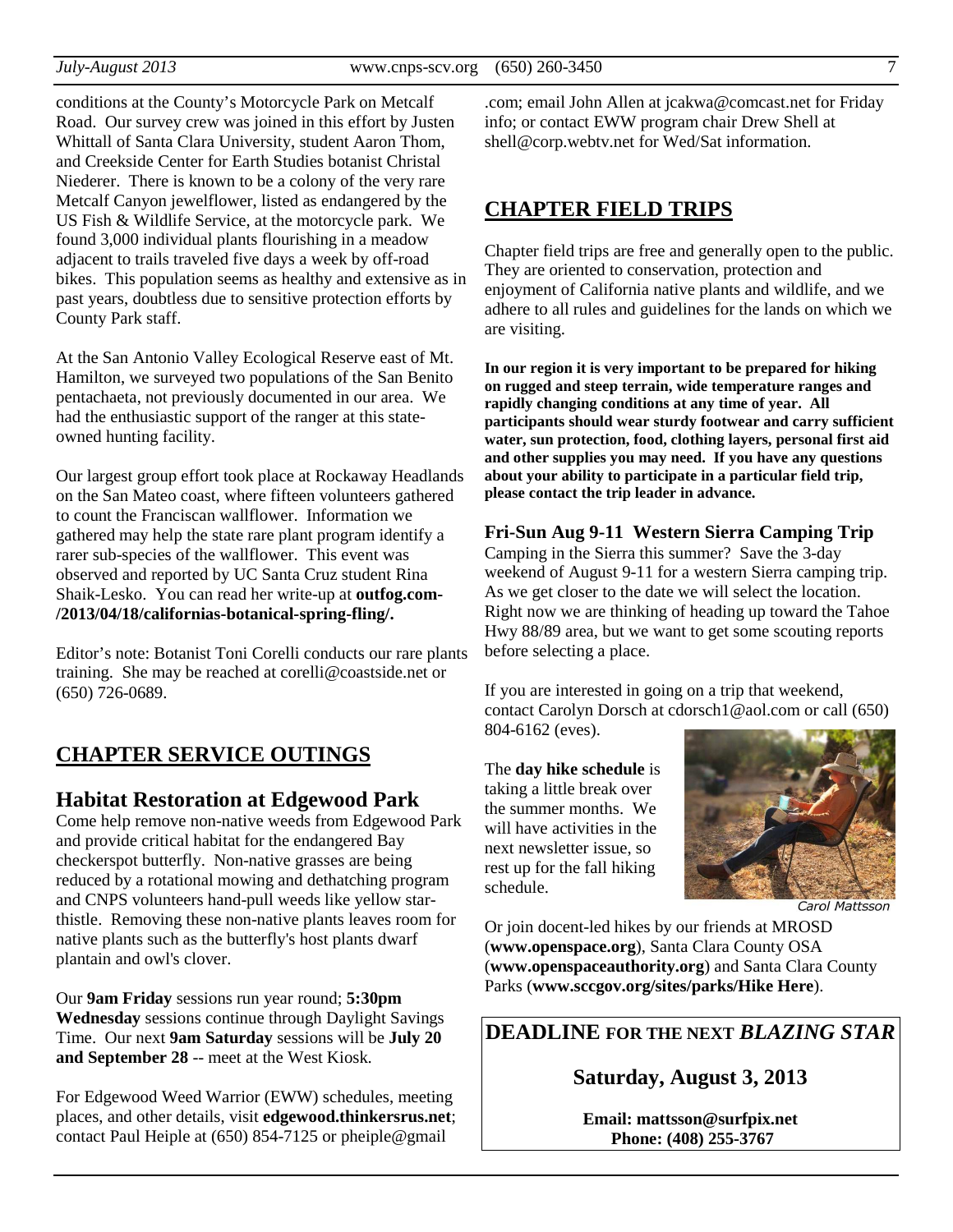conditions at the County's Motorcycle Park on Metcalf Road. Our survey crew was joined in this effort by Justen Whittall of Santa Clara University, student Aaron Thom, and Creekside Center for Earth Studies botanist Christal Niederer. There is known to be a colony of the very rare Metcalf Canyon jewelflower, listed as endangered by the US Fish & Wildlife Service, at the motorcycle park. We found 3,000 individual plants flourishing in a meadow adjacent to trails traveled five days a week by off-road bikes. This population seems as healthy and extensive as in past years, doubtless due to sensitive protection efforts by County Park staff.

At the San Antonio Valley Ecological Reserve east of Mt. Hamilton, we surveyed two populations of the San Benito pentachaeta, not previously documented in our area. We had the enthusiastic support of the ranger at this state-owned hunting facility.

Our largest group effort took place at Rockaway Headlands on the San Mateo coast, where fifteen volunteers gathered to count the Franciscan wallflower. Information we gathered may help the state rare plant program identify a rarer sub-species of the wallflower. This event was observed and reported by UC Santa Cruz student Rina Shaik-Lesko. You can read her write-up at **outfog.com-/2013/04/18/californias-botanical-spring-fling/.**

Editor's note: Botanist Toni Corelli conducts our rare plants training. She may be reached at corelli@coastside.net or (650) 726-0689.

## CHAPTER SERVICE OUTINGS

### Habitat Restoration at Edgewood Park

Come help remove non-native weeds from Edgewood Park and provide critical habitat for the endangered Bay checkerspot butterfly. Non-native grasses are being reduced by a rotational mowing and dethatching program and CNPS volunteers hand-pull weeds like yellow star-thistle. Removing these non-native plants leaves room for native plants such as the butterfly's host plants dwarf plantain and owl's clover.

Our **9am Friday** sessions run year round; **5:30pm Wednesday** sessions continue through Daylight Savings Time. Our next **9am Saturday** sessions will be **July 20 and September 28** -- meet at the West Kiosk.

For Edgewood Weed Warrior (EWW) schedules, meeting places, and other details, visit **edgewood.thinkersrus.net**; contact Paul Heiple at (650) 854-7125 or pheiple@gmail.com; email John Allen at jcakwa@comcast.net for Friday info; or contact EWW program chair Drew Shell at shell@corp.webtv.net for Wed/Sat information.

## CHAPTER FIELD TRIPS

Chapter field trips are free and generally open to the public. They are oriented to conservation, protection and enjoyment of California native plants and wildlife, and we adhere to all rules and guidelines for the lands on which we are visiting.

**In our region it is very important to be prepared for hiking on rugged and steep terrain, wide temperature ranges and rapidly changing conditions at any time of year. All participants should wear sturdy footwear and carry sufficient water, sun protection, food, clothing layers, personal first aid and other supplies you may need. If you have any questions about your ability to participate in a particular field trip, please contact the trip leader in advance.**

### Fri-Sun Aug 9-11 Western Sierra Camping Trip

Camping in the Sierra this summer? Save the 3-day weekend of August 9-11 for a western Sierra camping trip. As we get closer to the date we will select the location. Right now we are thinking of heading up toward the Tahoe Hwy 88/89 area, but we want to get some scouting reports before selecting a place.

If you are interested in going on a trip that weekend, contact Carolyn Dorsch at cdorsch1@aol.com or call (650) 804-6162 (eves).

The **day hike schedule** is taking a little break over the summer months. We will have activities in the next newsletter issue, so rest up for the fall hiking schedule.

*Carol Mattsson*

Or join docent-led hikes by our friends at MROSD (**www.openspace.org**), Santa Clara County OSA (**www.openspaceauthority.org**) and Santa Clara County Parks (**www.sccgov.org/sites/parks/Hike Here**).

## DEADLINE FOR THE NEXT *BLAZING STAR*

**Saturday, August 3, 2013**

**Email: mattsson@surfpix.net**
**Phone: (408) 255-3767**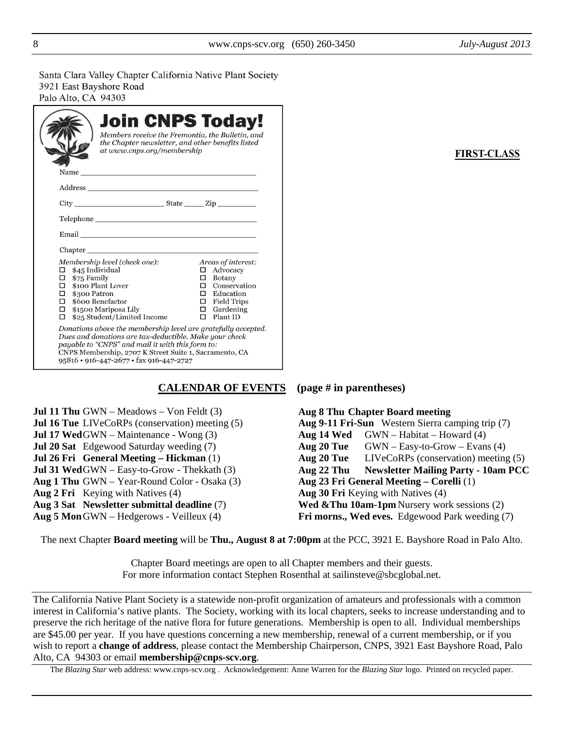Santa Clara Valley Chapter California Native Plant Society
3921 East Bayshore Road
Palo Alto, CA 94303

**FIRST-CLASS**

## Join CNPS Today!

*Members receive the Fremontia, the Bulletin, and the Chapter newsletter, and other benefits listed at www.cnps.org/membership*

Name ______________________________

Address ______________________________

City ____________________ State _____ Zip _________

Telephone ______________________________

Email ______________________________

Chapter ______________________________

*Membership level (check one):*

- ☐ $45 Individual
- ☐ $75 Family
- ☐ $100 Plant Lover
- ☐ $300 Patron
- ☐ $600 Benefactor
- ☐ $1500 Mariposa Lily
- ☐ $25 Student/Limited Income

*Areas of interest:*

- ☐ Advocacy
- ☐ Botany
- ☐ Conservation
- ☐ Education
- ☐ Field Trips
- ☐ Gardening
- ☐ Plant ID

*Donations above the membership level are gratefully accepted. Dues and donations are tax-deductible. Make your check payable to "CNPS" and mail it with this form to:*
CNPS Membership, 2707 K Street Suite 1, Sacramento, CA 95816 • 916-447-2677 • fax 916-447-2727

## CALENDAR OF EVENTS **(page # in parentheses)**

**Jul 11 Thu** GWN – Meadows – Von Feldt (3)
**Jul 16 Tue** LIVeCoRPs (conservation) meeting (5)
**Jul 17 Wed** GWN – Maintenance - Wong (3)
**Jul 20 Sat** Edgewood Saturday weeding (7)
**Jul 26 Fri** **General Meeting – Hickman** (1)
**Jul 31 Wed** GWN – Easy-to-Grow - Thekkath (3)
**Aug 1 Thu** GWN – Year-Round Color - Osaka (3)
**Aug 2 Fri** Keying with Natives (4)
**Aug 3 Sat** **Newsletter submittal deadline** (7)
**Aug 5 Mon** GWN – Hedgerows - Veilleux (4)
**Aug 8 Thu** **Chapter Board meeting**
**Aug 9-11 Fri-Sun** Western Sierra camping trip (7)
**Aug 14 Wed** GWN – Habitat – Howard (4)
**Aug 20 Tue** GWN – Easy-to-Grow – Evans (4)
**Aug 20 Tue** LIVeCoRPs (conservation) meeting (5)
**Aug 22 Thu** **Newsletter Mailing Party - 10am PCC**
**Aug 23 Fri General Meeting – Corelli** (1)
**Aug 30 Fri** Keying with Natives (4)
**Wed &Thu 10am-1pm** Nursery work sessions (2)
**Fri morns., Wed eves.** Edgewood Park weeding (7)

The next Chapter **Board meeting** will be **Thu., August 8 at 7:00pm** at the PCC, 3921 E. Bayshore Road in Palo Alto.

Chapter Board meetings are open to all Chapter members and their guests.
For more information contact Stephen Rosenthal at sailinsteve@sbcglobal.net.

The California Native Plant Society is a statewide non-profit organization of amateurs and professionals with a common interest in California's native plants. The Society, working with its local chapters, seeks to increase understanding and to preserve the rich heritage of the native flora for future generations. Membership is open to all. Individual memberships are $45.00 per year. If you have questions concerning a new membership, renewal of a current membership, or if you wish to report a **change of address**, please contact the Membership Chairperson, CNPS, 3921 East Bayshore Road, Palo Alto, CA 94303 or email **membership@cnps-scv.org**.

The *Blazing Star* web address: www.cnps-scv.org . Acknowledgement: Anne Warren for the *Blazing Star* logo. Printed on recycled paper.